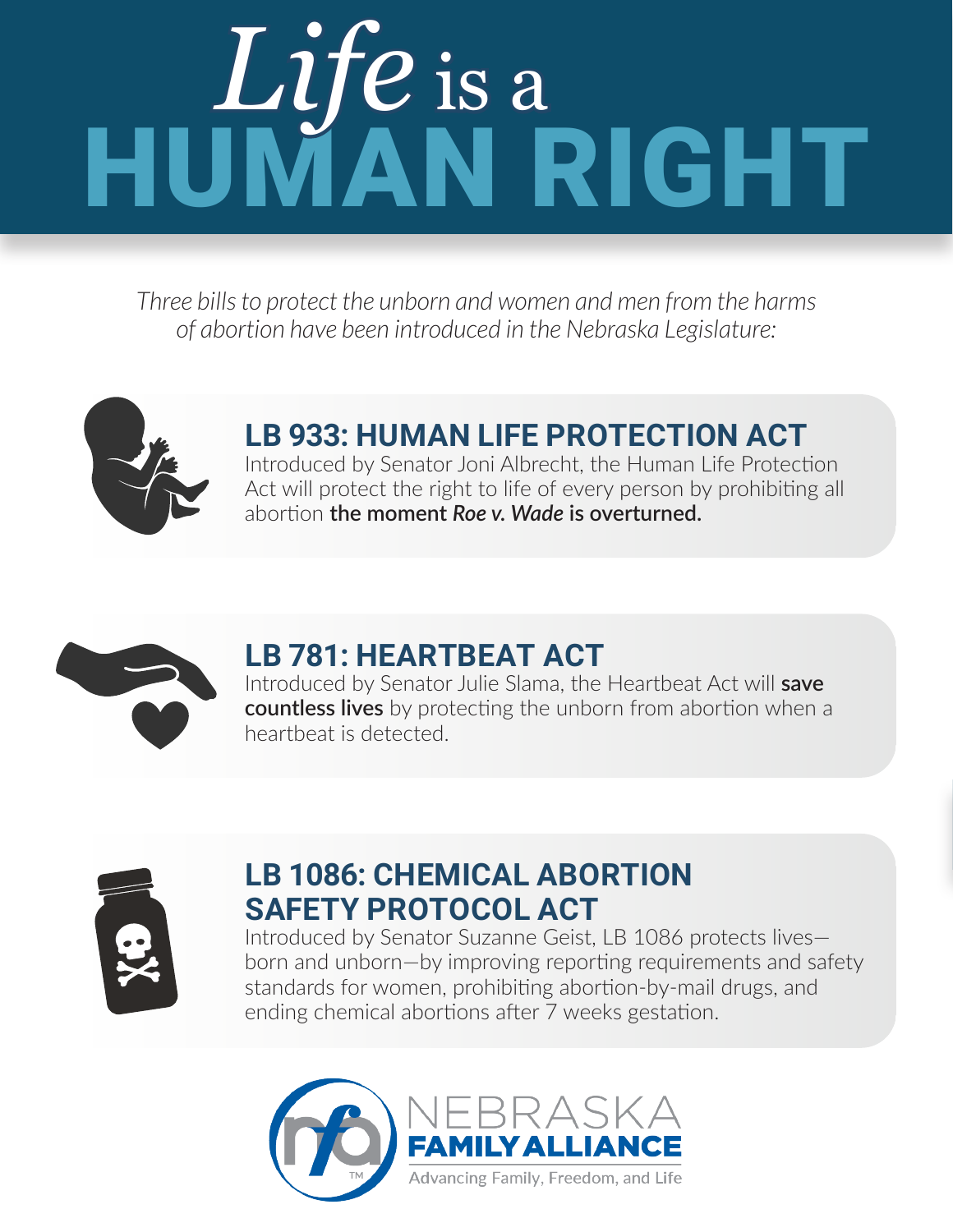# *Life* is a HUMAN RIGHT

*Three bills to protect the unborn and women and men from the harms of abortion have been introduced in the Nebraska Legislature:*

## LB 933: HUMAN LIFE PROTECTION ACT

Introduced by Senator Joni Albrecht, the Human Life Protection Act will protect the right to life of every person by prohibiting all abortion **the moment *Roe v. Wade* is overturned.**

## LB 781: HEARTBEAT ACT

Introduced by Senator Julie Slama, the Heartbeat Act will **save countless lives** by protecting the unborn from abortion when a heartbeat is detected.

## LB 1086: CHEMICAL ABORTION SAFETY PROTOCOL ACT

Introduced by Senator Suzanne Geist, LB 1086 protects lives—born and unborn—by improving reporting requirements and safety standards for women, prohibiting abortion-by-mail drugs, and ending chemical abortions after 7 weeks gestation.

NEBRASKA FAMILY ALLIANCE

Advancing Family, Freedom, and Life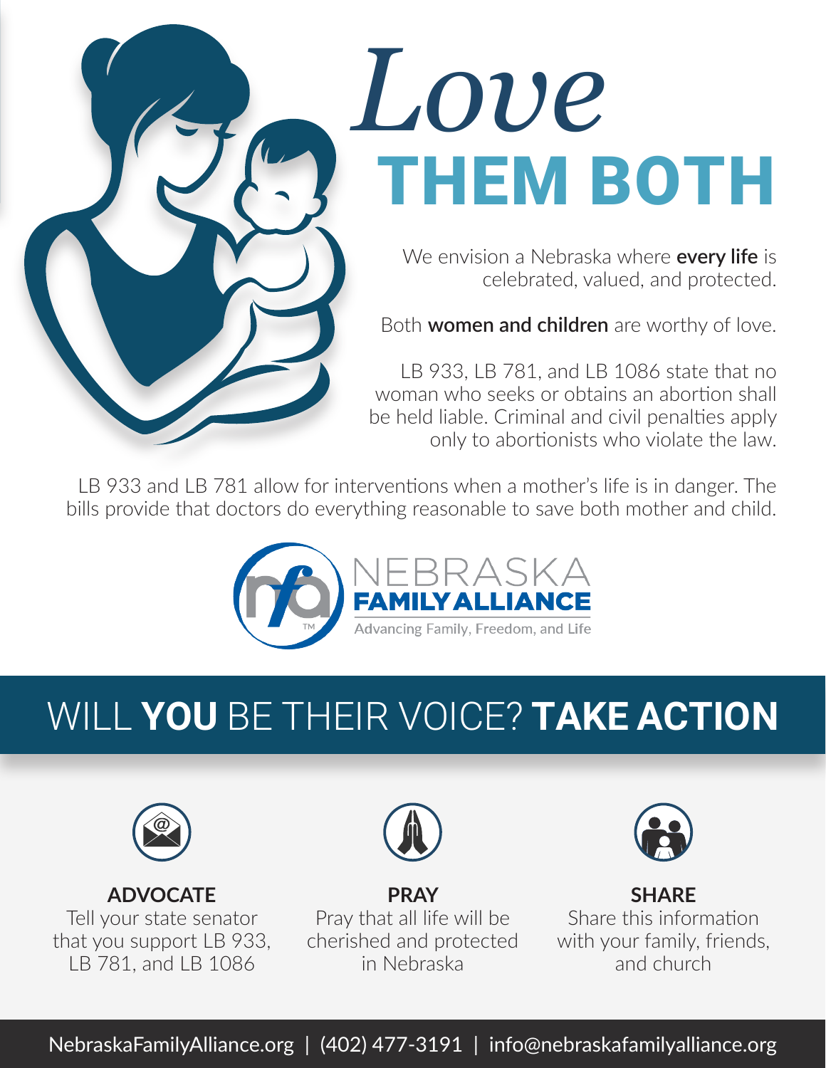# *Love* THEM BOTH

We envision a Nebraska where **every life** is celebrated, valued, and protected.

Both **women and children** are worthy of love.

LB 933, LB 781, and LB 1086 state that no woman who seeks or obtains an abortion shall be held liable. Criminal and civil penalties apply only to abortionists who violate the law.

LB 933 and LB 781 allow for interventions when a mother's life is in danger. The bills provide that doctors do everything reasonable to save both mother and child.

NEBRASKA **FAMILY ALLIANCE**

Advancing Family, Freedom, and Life

## WILL **YOU** BE THEIR VOICE? **TAKE ACTION**

**ADVOCATE**
Tell your state senator that you support LB 933, LB 781, and LB 1086

**PRAY**
Pray that all life will be cherished and protected in Nebraska

**SHARE**
Share this information with your family, friends, and church

NebraskaFamilyAlliance.org | (402) 477-3191 | info@nebraskafamilyalliance.org